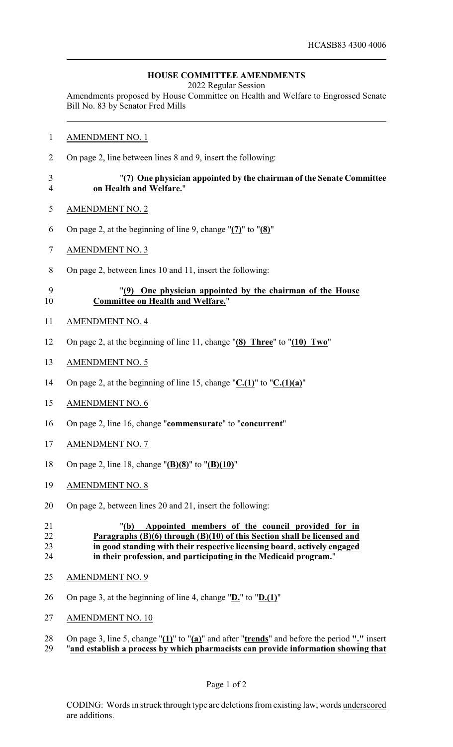HCASB83 4300 4006

**HOUSE COMMITTEE AMENDMENTS**

2022 Regular Session

Amendments proposed by House Committee on Health and Welfare to Engrossed Senate Bill No. 83 by Senator Fred Mills

AMENDMENT NO. 1

On page 2, line between lines 8 and 9, insert the following:

"**(7) One physician appointed by the chairman of the Senate Committee on Health and Welfare.**"

AMENDMENT NO. 2

On page 2, at the beginning of line 9, change "**(7)**" to "**(8)**"

AMENDMENT NO. 3

On page 2, between lines 10 and 11, insert the following:

"**(9) One physician appointed by the chairman of the House Committee on Health and Welfare.**"

AMENDMENT NO. 4

On page 2, at the beginning of line 11, change "**(8) Three**" to "**(10) Two**"

AMENDMENT NO. 5

On page 2, at the beginning of line 15, change "**C.(1)**" to "**C.(1)(a)**"

AMENDMENT NO. 6

On page 2, line 16, change "**commensurate**" to "**concurrent**"

AMENDMENT NO. 7

On page 2, line 18, change "**(B)(8)**" to "**(B)(10)**"

AMENDMENT NO. 8

On page 2, between lines 20 and 21, insert the following:

"**(b) Appointed members of the council provided for in Paragraphs (B)(6) through (B)(10) of this Section shall be licensed and in good standing with their respective licensing board, actively engaged in their profession, and participating in the Medicaid program.**"

AMENDMENT NO. 9

On page 3, at the beginning of line 4, change "**D.**" to "**D.(1)**"

AMENDMENT NO. 10

On page 3, line 5, change "**(1)**" to "**(a)**" and after "**trends**" and before the period "**.**" insert "**and establish a process by which pharmacists can provide information showing that**

CODING: Words in ~~struck through~~ type are deletions from existing law; words underscored are additions.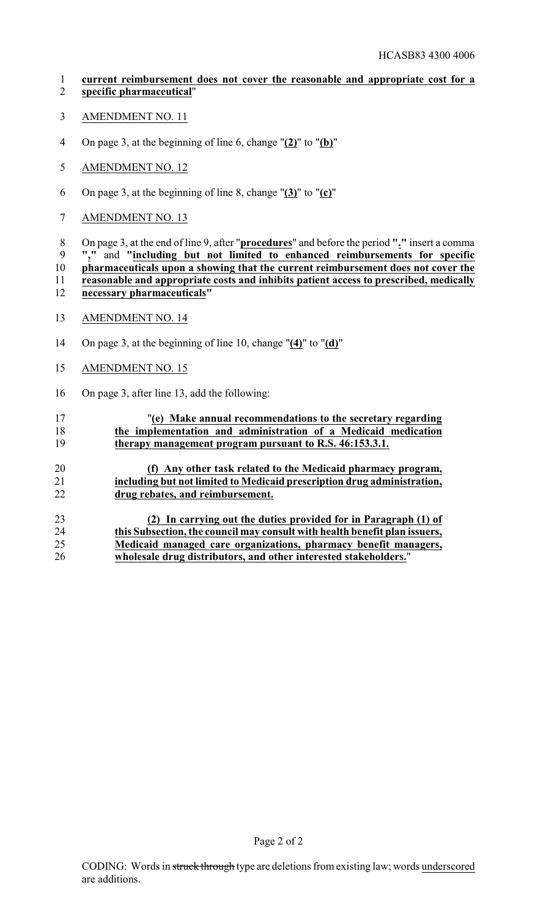**current reimbursement does not cover the reasonable and appropriate cost for a specific pharmaceutical**"

AMENDMENT NO. 11

On page 3, at the beginning of line 6, change "**(2)**" to "**(b)**"

AMENDMENT NO. 12

On page 3, at the beginning of line 8, change "**(3)**" to "**(c)**"

AMENDMENT NO. 13

On page 3, at the end of line 9, after "**procedures**" and before the period "**.**" insert a comma "**,**" and "**including but not limited to enhanced reimbursements for specific pharmaceuticals upon a showing that the current reimbursement does not cover the reasonable and appropriate costs and inhibits patient access to prescribed, medically necessary pharmaceuticals**"

AMENDMENT NO. 14

On page 3, at the beginning of line 10, change "**(4)**" to "**(d)**"

AMENDMENT NO. 15

On page 3, after line 13, add the following:

"**(e) Make annual recommendations to the secretary regarding the implementation and administration of a Medicaid medication therapy management program pursuant to R.S. 46:153.3.1.**

**(f) Any other task related to the Medicaid pharmacy program, including but not limited to Medicaid prescription drug administration, drug rebates, and reimbursement.**

**(2) In carrying out the duties provided for in Paragraph (1) of this Subsection, the council may consult with health benefit plan issuers, Medicaid managed care organizations, pharmacy benefit managers, wholesale drug distributors, and other interested stakeholders.**"

CODING: Words in ~~struck through~~ type are deletions from existing law; words underscored are additions.